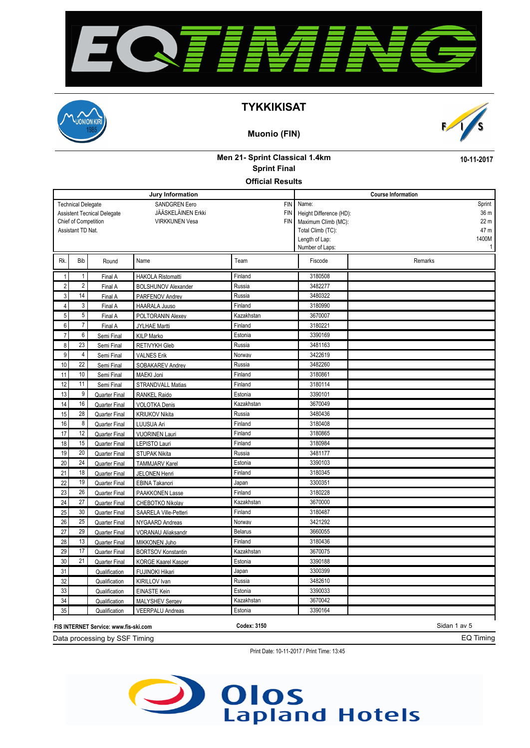# TYKKIKISAT

## Muonio (FIN)

### Men 21- Sprint Classical 1.4km

### Sprint Final

### Official Results

10-11-2017

| Jury Information | | | Course Information | |
|---|---|---|---|---|
| Technical Delegate | SANDGREN Eero | FIN | Name: | Sprint |
| Assistent Tecnical Delegate | JÄÄSKELÄINEN Erkki | FIN | Height Difference (HD): | 36 m |
| Chief of Competition | VIRKKUNEN Vesa | FIN | Maximum Climb (MC): | 22 m |
| Assistant TD Nat. | | | Total Climb (TC): | 47 m |
| | | | Length of Lap: | 1400M |
| | | | Number of Laps: | 1 |

| Rk. | Bib | Round | Name | Team | Fiscode | Remarks |
|---|---|---|---|---|---|---|
| 1 | 1 | Final A | HAKOLA Ristomatti | Finland | 3180508 | |
| 2 | 2 | Final A | BOLSHUNOV Alexander | Russia | 3482277 | |
| 3 | 14 | Final A | PARFENOV Andrey | Russia | 3480322 | |
| 4 | 3 | Final A | HAARALA Juuso | Finland | 3180990 | |
| 5 | 5 | Final A | POLTORANIN Alexey | Kazakhstan | 3670007 | |
| 6 | 7 | Final A | JYLHAE Martti | Finland | 3180221 | |
| 7 | 6 | Semi Final | KILP Marko | Estonia | 3390169 | |
| 8 | 23 | Semi Final | RETIVYKH Gleb | Russia | 3481163 | |
| 9 | 4 | Semi Final | VALNES Erik | Norway | 3422619 | |
| 10 | 22 | Semi Final | SOBAKAREV Andrey | Russia | 3482260 | |
| 11 | 10 | Semi Final | MAEKI Joni | Finland | 3180861 | |
| 12 | 11 | Semi Final | STRANDVALL Matias | Finland | 3180114 | |
| 13 | 9 | Quarter Final | RANKEL Raido | Estonia | 3390101 | |
| 14 | 16 | Quarter Final | VOLOTKA Denis | Kazakhstan | 3670049 | |
| 15 | 28 | Quarter Final | KRIUKOV Nikita | Russia | 3480436 | |
| 16 | 8 | Quarter Final | LUUSUA Ari | Finland | 3180408 | |
| 17 | 12 | Quarter Final | VUORINEN Lauri | Finland | 3180865 | |
| 18 | 15 | Quarter Final | LEPISTO Lauri | Finland | 3180984 | |
| 19 | 20 | Quarter Final | STUPAK Nikita | Russia | 3481177 | |
| 20 | 24 | Quarter Final | TAMMJARV Karel | Estonia | 3390103 | |
| 21 | 18 | Quarter Final | JELONEN Henri | Finland | 3180345 | |
| 22 | 19 | Quarter Final | EBINA Takanori | Japan | 3300351 | |
| 23 | 26 | Quarter Final | PAAKKONEN Lasse | Finland | 3180228 | |
| 24 | 27 | Quarter Final | CHEBOTKO Nikolay | Kazakhstan | 3670000 | |
| 25 | 30 | Quarter Final | SAARELA Ville-Petteri | Finland | 3180487 | |
| 26 | 25 | Quarter Final | NYGAARD Andreas | Norway | 3421292 | |
| 27 | 29 | Quarter Final | VORANAU Aliaksandr | Belarus | 3660055 | |
| 28 | 13 | Quarter Final | MIKKONEN Juho | Finland | 3180436 | |
| 29 | 17 | Quarter Final | BORTSOV Konstantin | Kazakhstan | 3670075 | |
| 30 | 21 | Quarter Final | KORGE Kaarel Kasper | Estonia | 3390188 | |
| 31 | | Qualification | FUJINOKI Hikari | Japan | 3300399 | |
| 32 | | Qualification | KIRILLOV Ivan | Russia | 3482610 | |
| 33 | | Qualification | EINASTE Kein | Estonia | 3390033 | |
| 34 | | Qualification | MALYSHEV Sergey | Kazakhstan | 3670042 | |
| 35 | | Qualification | VEERPALU Andreas | Estonia | 3390164 | |

FIS INTERNET Service: www.fis-ski.com

Codex: 3150

Data processing by SSF Timing

EQ Timing

Print Date: 10-11-2017 / Print Time: 13:45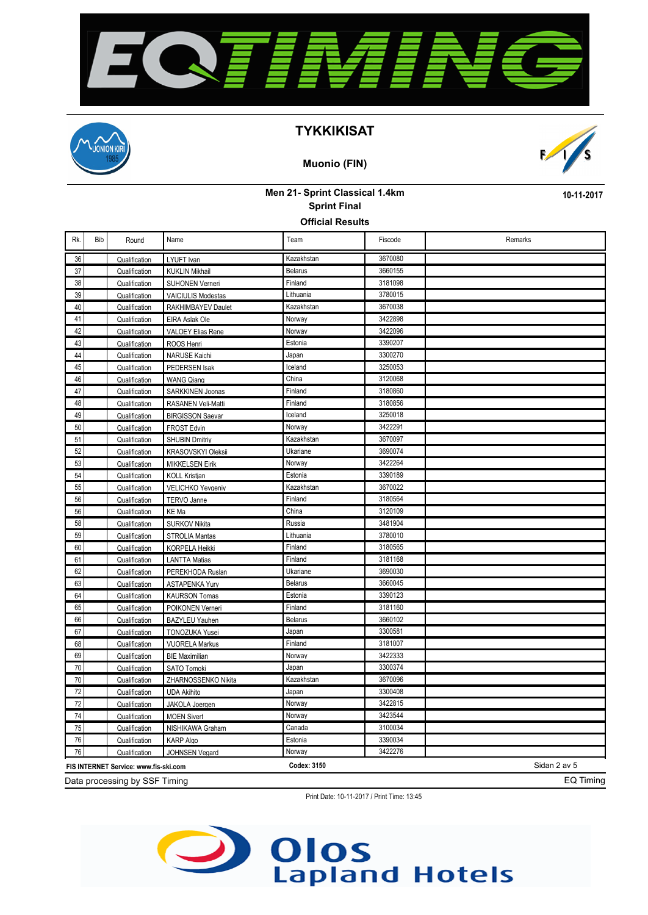# TYKKIKISAT

## Muonio (FIN)

### Men 21- Sprint Classical 1.4km
### Sprint Final
### Official Results

10-11-2017

| Rk. | Bib | Round | Name | Team | Fiscode | Remarks |
|---|---|---|---|---|---|---|
| 36 | | Qualification | LYUFT Ivan | Kazakhstan | 3670080 | |
| 37 | | Qualification | KUKLIN Mikhail | Belarus | 3660155 | |
| 38 | | Qualification | SUHONEN Verneri | Finland | 3181098 | |
| 39 | | Qualification | VAICIULIS Modestas | Lithuania | 3780015 | |
| 40 | | Qualification | RAKHIMBAYEV Daulet | Kazakhstan | 3670038 | |
| 41 | | Qualification | EIRA Aslak Ole | Norway | 3422898 | |
| 42 | | Qualification | VALOEY Elias Rene | Norway | 3422096 | |
| 43 | | Qualification | ROOS Henri | Estonia | 3390207 | |
| 44 | | Qualification | NARUSE Kaichi | Japan | 3300270 | |
| 45 | | Qualification | PEDERSEN Isak | Iceland | 3250053 | |
| 46 | | Qualification | WANG Qiang | China | 3120068 | |
| 47 | | Qualification | SARKKINEN Joonas | Finland | 3180860 | |
| 48 | | Qualification | RASANEN Veli-Matti | Finland | 3180856 | |
| 49 | | Qualification | BIRGISSON Saevar | Iceland | 3250018 | |
| 50 | | Qualification | FROST Edvin | Norway | 3422291 | |
| 51 | | Qualification | SHUBIN Dmitriy | Kazakhstan | 3670097 | |
| 52 | | Qualification | KRASOVSKYI Oleksii | Ukariane | 3690074 | |
| 53 | | Qualification | MIKKELSEN Eirik | Norway | 3422264 | |
| 54 | | Qualification | KOLL Kristjan | Estonia | 3390189 | |
| 55 | | Qualification | VELICHKO Yevgeniy | Kazakhstan | 3670022 | |
| 56 | | Qualification | TERVO Janne | Finland | 3180564 | |
| 56 | | Qualification | KE Ma | China | 3120109 | |
| 58 | | Qualification | SURKOV Nikita | Russia | 3481904 | |
| 59 | | Qualification | STROLIA Mantas | Lithuania | 3780010 | |
| 60 | | Qualification | KORPELA Heikki | Finland | 3180565 | |
| 61 | | Qualification | LANTTA Matias | Finland | 3181168 | |
| 62 | | Qualification | PEREKHODA Ruslan | Ukariane | 3690030 | |
| 63 | | Qualification | ASTAPENKA Yury | Belarus | 3660045 | |
| 64 | | Qualification | KAURSON Tomas | Estonia | 3390123 | |
| 65 | | Qualification | POIKONEN Verneri | Finland | 3181160 | |
| 66 | | Qualification | BAZYLEU Yauhen | Belarus | 3660102 | |
| 67 | | Qualification | TONOZUKA Yusei | Japan | 3300581 | |
| 68 | | Qualification | VUORELA Markus | Finland | 3181007 | |
| 69 | | Qualification | BIE Maximilian | Norway | 3422333 | |
| 70 | | Qualification | SATO Tomoki | Japan | 3300374 | |
| 70 | | Qualification | ZHARNOSSENKO Nikita | Kazakhstan | 3670096 | |
| 72 | | Qualification | UDA Akihito | Japan | 3300408 | |
| 72 | | Qualification | JAKOLA Joergen | Norway | 3422815 | |
| 74 | | Qualification | MOEN Sivert | Norway | 3423544 | |
| 75 | | Qualification | NISHIKAWA Graham | Canada | 3100034 | |
| 76 | | Qualification | KARP Algo | Estonia | 3390034 | |
| 76 | | Qualification | JOHNSEN Vegard | Norway | 3422276 | |

FIS INTERNET Service: www.fis-ski.com

Codex: 3150

Data processing by SSF Timing

EQ Timing

Print Date: 10-11-2017 / Print Time: 13:45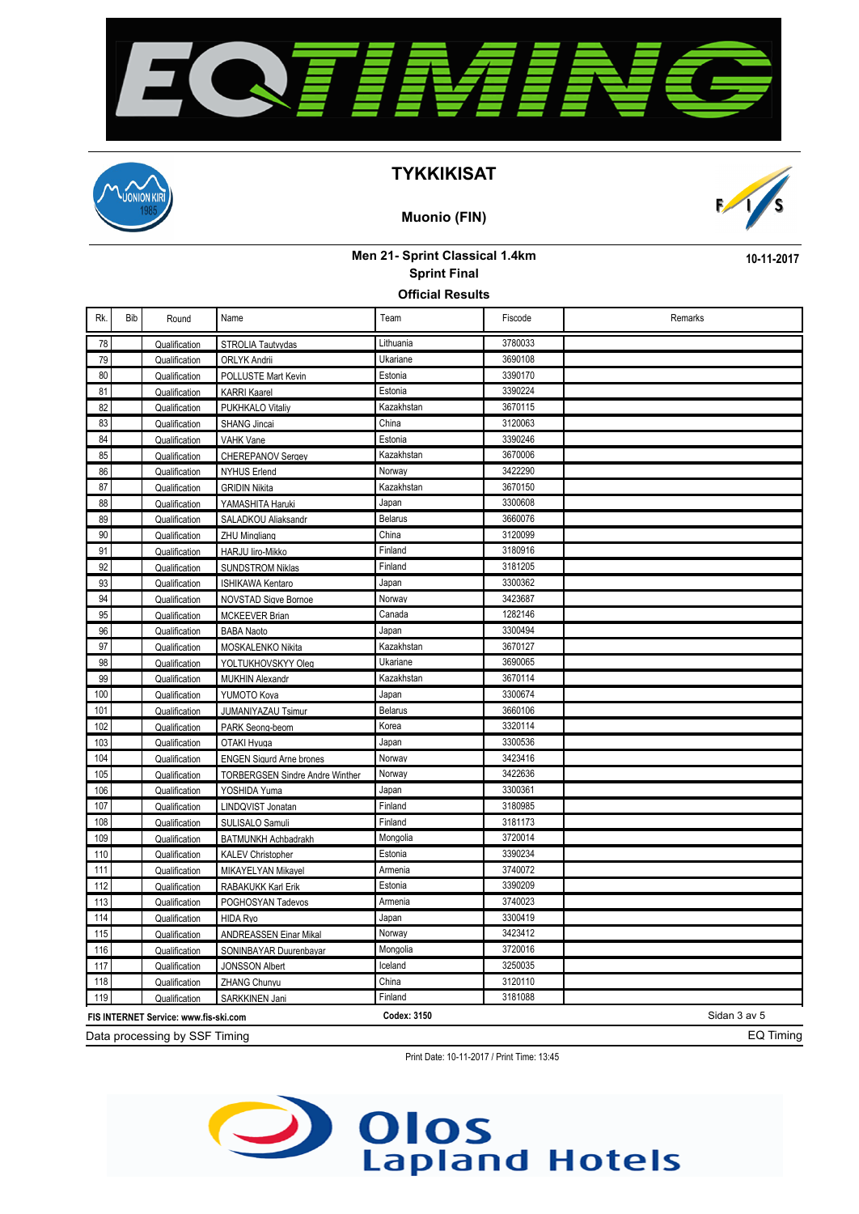# TYKKIKISAT

## Muonio (FIN)

**Men 21- Sprint Classical 1.4km**
**Sprint Final**
**Official Results**

**10-11-2017**

| Rk. | Bib | Round | Name | Team | Fiscode | Remarks |
|---|---|---|---|---|---|---|
| 78 | | Qualification | STROLIA Tautvydas | Lithuania | 3780033 | |
| 79 | | Qualification | ORLYK Andrii | Ukariane | 3690108 | |
| 80 | | Qualification | POLLUSTE Mart Kevin | Estonia | 3390170 | |
| 81 | | Qualification | KARRI Kaarel | Estonia | 3390224 | |
| 82 | | Qualification | PUKHKALO Vitaliy | Kazakhstan | 3670115 | |
| 83 | | Qualification | SHANG Jincai | China | 3120063 | |
| 84 | | Qualification | VAHK Vane | Estonia | 3390246 | |
| 85 | | Qualification | CHEREPANOV Sergey | Kazakhstan | 3670006 | |
| 86 | | Qualification | NYHUS Erlend | Norway | 3422290 | |
| 87 | | Qualification | GRIDIN Nikita | Kazakhstan | 3670150 | |
| 88 | | Qualification | YAMASHITA Haruki | Japan | 3300608 | |
| 89 | | Qualification | SALADKOU Aliaksandr | Belarus | 3660076 | |
| 90 | | Qualification | ZHU Mingliang | China | 3120099 | |
| 91 | | Qualification | HARJU Iiro-Mikko | Finland | 3180916 | |
| 92 | | Qualification | SUNDSTROM Niklas | Finland | 3181205 | |
| 93 | | Qualification | ISHIKAWA Kentaro | Japan | 3300362 | |
| 94 | | Qualification | NOVSTAD Sigve Bornoe | Norway | 3423687 | |
| 95 | | Qualification | MCKEEVER Brian | Canada | 1282146 | |
| 96 | | Qualification | BABA Naoto | Japan | 3300494 | |
| 97 | | Qualification | MOSKALENKO Nikita | Kazakhstan | 3670127 | |
| 98 | | Qualification | YOLTUKHOVSKYY Oleg | Ukariane | 3690065 | |
| 99 | | Qualification | MUKHIN Alexandr | Kazakhstan | 3670114 | |
| 100 | | Qualification | YUMOTO Koya | Japan | 3300674 | |
| 101 | | Qualification | JUMANIYAZAU Tsimur | Belarus | 3660106 | |
| 102 | | Qualification | PARK Seong-beom | Korea | 3320114 | |
| 103 | | Qualification | OTAKI Hyuga | Japan | 3300536 | |
| 104 | | Qualification | ENGEN Sigurd Arne brones | Norway | 3423416 | |
| 105 | | Qualification | TORBERGSEN Sindre Andre Winther | Norway | 3422636 | |
| 106 | | Qualification | YOSHIDA Yuma | Japan | 3300361 | |
| 107 | | Qualification | LINDQVIST Jonatan | Finland | 3180985 | |
| 108 | | Qualification | SULISALO Samuli | Finland | 3181173 | |
| 109 | | Qualification | BATMUNKH Achbadrakh | Mongolia | 3720014 | |
| 110 | | Qualification | KALEV Christopher | Estonia | 3390234 | |
| 111 | | Qualification | MIKAYELYAN Mikayel | Armenia | 3740072 | |
| 112 | | Qualification | RABAKUKK Karl Erik | Estonia | 3390209 | |
| 113 | | Qualification | POGHOSYAN Tadevos | Armenia | 3740023 | |
| 114 | | Qualification | HIDA Ryo | Japan | 3300419 | |
| 115 | | Qualification | ANDREASSEN Einar Mikal | Norway | 3423412 | |
| 116 | | Qualification | SONINBAYAR Duurenbayar | Mongolia | 3720016 | |
| 117 | | Qualification | JONSSON Albert | Iceland | 3250035 | |
| 118 | | Qualification | ZHANG Chunyu | China | 3120110 | |
| 119 | | Qualification | SARKKINEN Jani | Finland | 3181088 | |

**FIS INTERNET Service: www.fis-ski.com** **Codex: 3150**

Data processing by SSF Timing — EQ Timing

Print Date: 10-11-2017 / Print Time: 13:45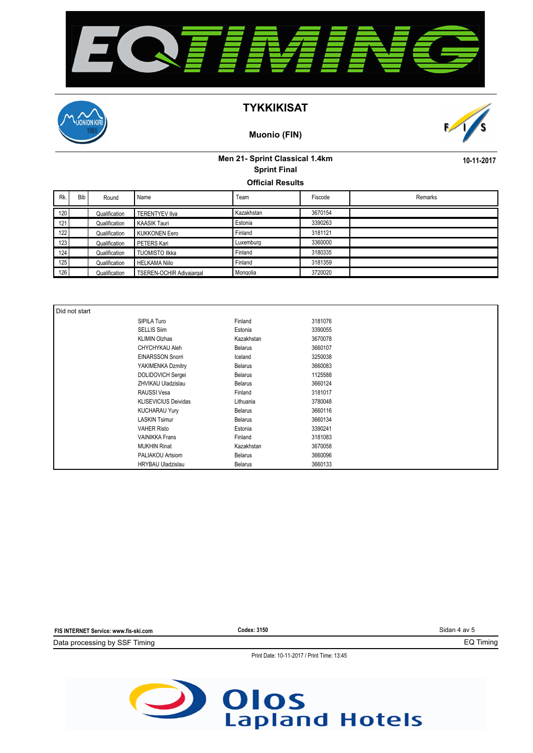# TYKKIKISAT

## Muonio (FIN)

### Men 21- Sprint Classical 1.4km
### Sprint Final
### Official Results

10-11-2017

| Rk. | Bib | Round | Name | Team | Fiscode | Remarks |
|---|---|---|---|---|---|---|
| 120 | | Qualification | TERENTYEV Ilya | Kazakhstan | 3670154 | |
| 121 | | Qualification | KAASIK Tauri | Estonia | 3390263 | |
| 122 | | Qualification | KUKKONEN Eero | Finland | 3181121 | |
| 123 | | Qualification | PETERS Kari | Luxemburg | 3360000 | |
| 124 | | Qualification | TUOMISTO Ilkka | Finland | 3180335 | |
| 125 | | Qualification | HELKAMA Niilo | Finland | 3181359 | |
| 126 | | Qualification | TSEREN-OCHIR Adiyajargal | Mongolia | 3720020 | |

Did not start

| Name | Team | Fiscode |
|---|---|---|
| SIPILA Turo | Finland | 3181076 |
| SELLIS Siim | Estonia | 3390055 |
| KLIMIN Olzhas | Kazakhstan | 3670078 |
| CHYCHYKAU Aleh | Belarus | 3660107 |
| EINARSSON Snorri | Iceland | 3250038 |
| YAKIMENKA Dzmitry | Belarus | 3660083 |
| DOLIDOVICH Sergei | Belarus | 1125588 |
| ZHVIKAU Uladzislau | Belarus | 3660124 |
| RAUSSI Vesa | Finland | 3181017 |
| KLISEVICIUS Deividas | Lithuania | 3780048 |
| KUCHARAU Yury | Belarus | 3660116 |
| LASKIN Tsimur | Belarus | 3660134 |
| VAHER Risto | Estonia | 3390241 |
| VAINIKKA Frans | Finland | 3181083 |
| MUKHIN Rinat | Kazakhstan | 3670058 |
| PALIAKOU Artsiom | Belarus | 3660096 |
| HRYBAU Uladzislau | Belarus | 3660133 |

FIS INTERNET Service: www.fis-ski.com    Codex: 3150

Data processing by SSF Timing    EQ Timing

Print Date: 10-11-2017 / Print Time: 13:45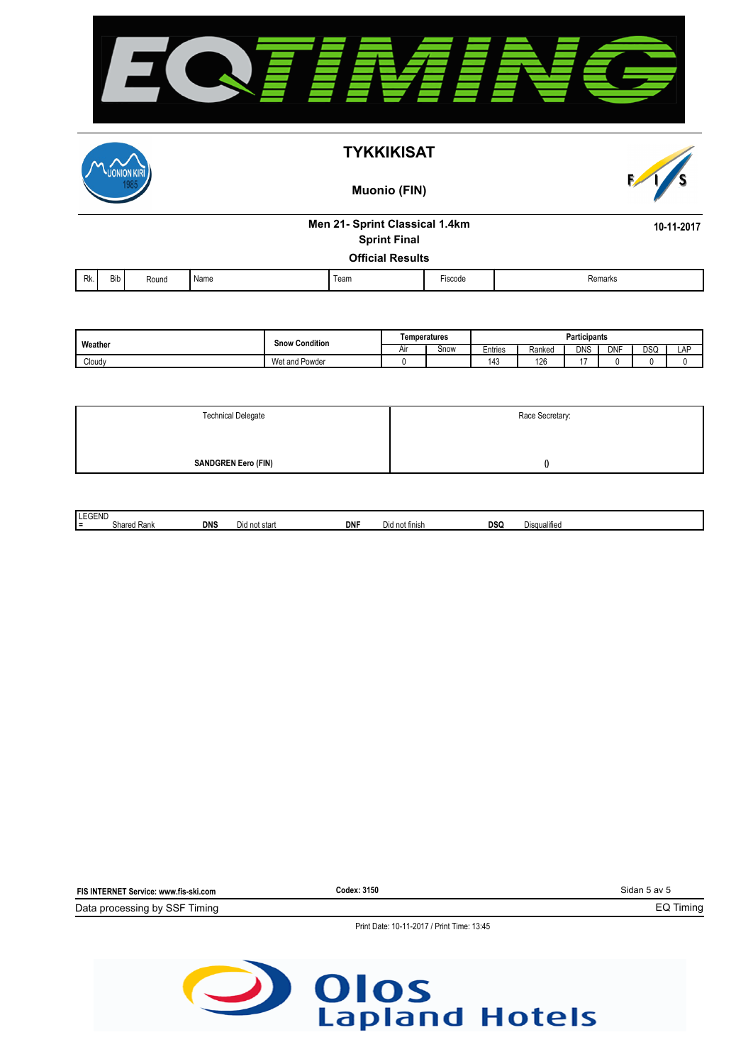# TYKKIKISAT

## Muonio (FIN)

### Men 21- Sprint Classical 1.4km

### Sprint Final

### Official Results

10-11-2017

| Rk. | Bib | Round | Name | Team | Fiscode | Remarks |
|---|---|---|---|---|---|---|

| Weather | Snow Condition | Temperatures | | Participants | | | | | |
|---|---|---|---|---|---|---|---|---|---|
| | | Air | Snow | Entries | Ranked | DNS | DNF | DSQ | LAP |
| Cloudy | Wet and Powder | 0 | | 143 | 126 | 17 | 0 | 0 | 0 |

| Technical Delegate | Race Secretary: |
|---|---|
| **SANDGREN Eero (FIN)** | () |

LEGEND
**=** Shared Rank **DNS** Did not start **DNF** Did not finish **DSQ** Disqualified

**FIS INTERNET Service: www.fis-ski.com** **Codex: 3150**

Data processing by SSF Timing — EQ Timing

Print Date: 10-11-2017 / Print Time: 13:45